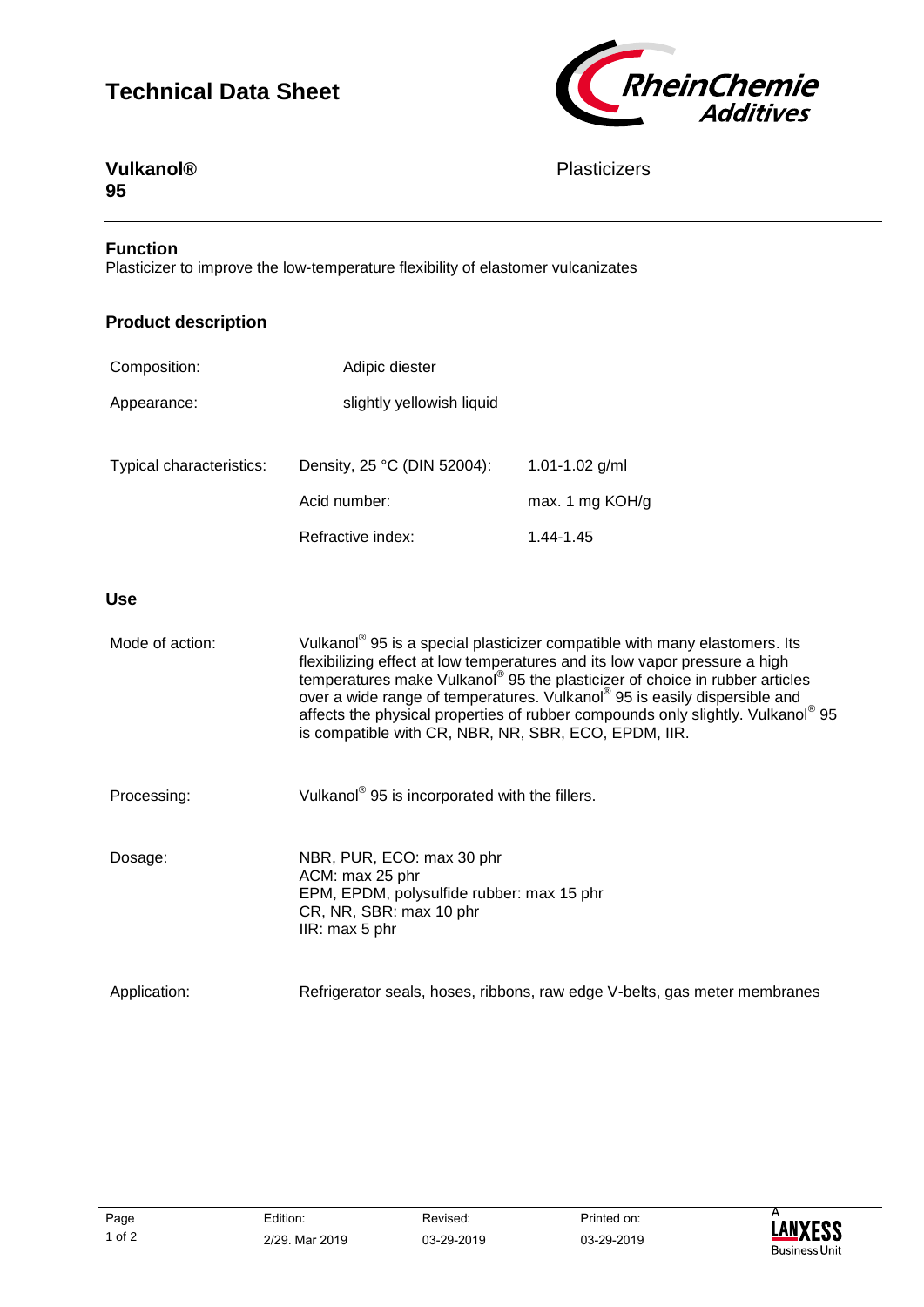# Technical Data Sheet

**Vulkanol® 95**

Plasticizers

## Function

Plasticizer to improve the low-temperature flexibility of elastomer vulcanizates

## Product description

| | | |
|---|---|---|
| Composition: | Adipic diester | |
| Appearance: | slightly yellowish liquid | |
| Typical characteristics: | Density, 25 °C (DIN 52004): | 1.01-1.02 g/ml |
| | Acid number: | max. 1 mg KOH/g |
| | Refractive index: | 1.44-1.45 |

## Use

**Mode of action:**
Vulkanol® 95 is a special plasticizer compatible with many elastomers. Its flexibilizing effect at low temperatures and its low vapor pressure a high temperatures make Vulkanol® 95 the plasticizer of choice in rubber articles over a wide range of temperatures. Vulkanol® 95 is easily dispersible and affects the physical properties of rubber compounds only slightly. Vulkanol® 95 is compatible with CR, NBR, NR, SBR, ECO, EPDM, IIR.

**Processing:**
Vulkanol® 95 is incorporated with the fillers.

**Dosage:**
NBR, PUR, ECO: max 30 phr
ACM: max 25 phr
EPM, EPDM, polysulfide rubber: max 15 phr
CR, NR, SBR: max 10 phr
IIR: max 5 phr

**Application:**
Refrigerator seals, hoses, ribbons, raw edge V-belts, gas meter membranes

| Page | Edition: | Revised: | Printed on: |
|---|---|---|---|
| 1 of 2 | 2/29. Mar 2019 | 03-29-2019 | 03-29-2019 |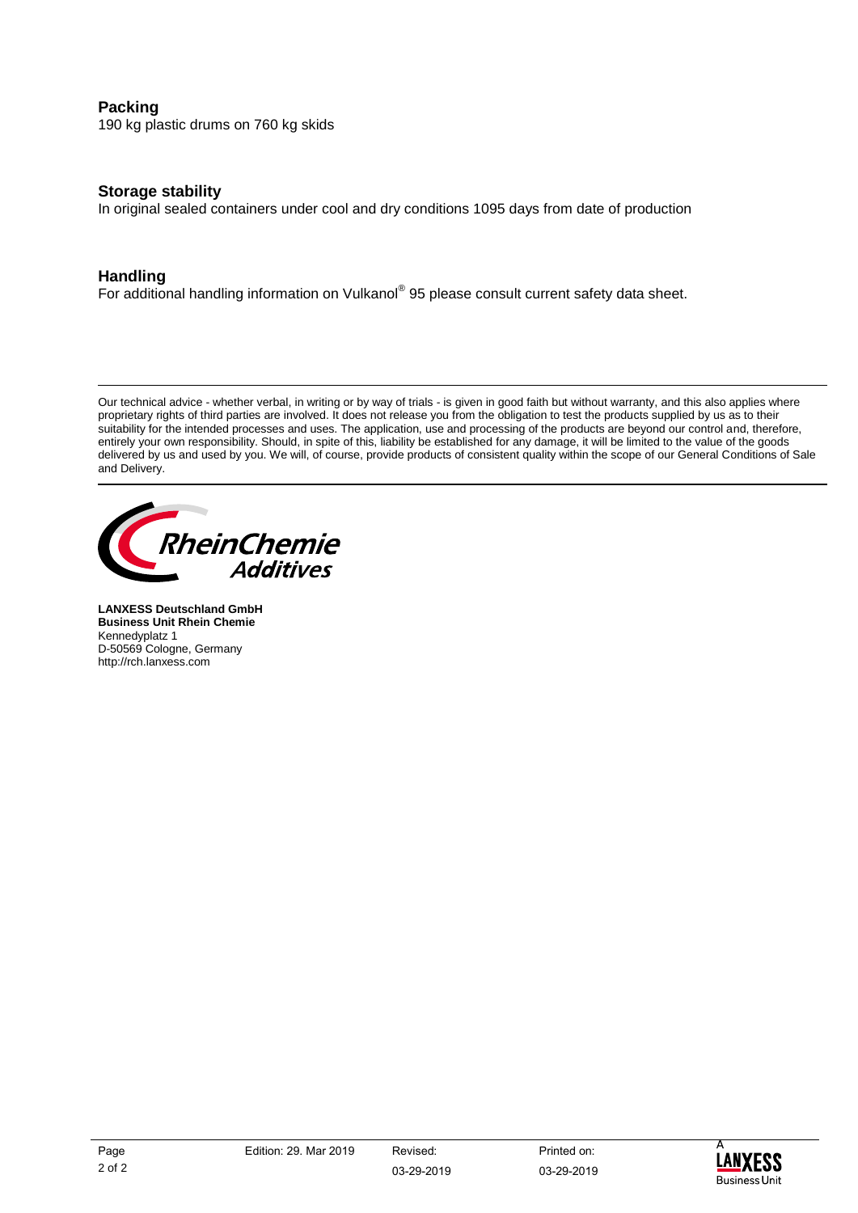## Packing

190 kg plastic drums on 760 kg skids

## Storage stability

In original sealed containers under cool and dry conditions 1095 days from date of production

## Handling

For additional handling information on Vulkanol® 95 please consult current safety data sheet.

---

Our technical advice - whether verbal, in writing or by way of trials - is given in good faith but without warranty, and this also applies where proprietary rights of third parties are involved. It does not release you from the obligation to test the products supplied by us as to their suitability for the intended processes and uses. The application, use and processing of the products are beyond our control and, therefore, entirely your own responsibility. Should, in spite of this, liability be established for any damage, it will be limited to the value of the goods delivered by us and used by you. We will, of course, provide products of consistent quality within the scope of our General Conditions of Sale and Delivery.

---

RheinChemie Additives

**LANXESS Deutschland GmbH**
**Business Unit Rhein Chemie**
Kennedyplatz 1
D-50569 Cologne, Germany
http://rch.lanxess.com

Edition: 29. Mar 2019 | Revised: 03-29-2019 | Printed on: 03-29-2019